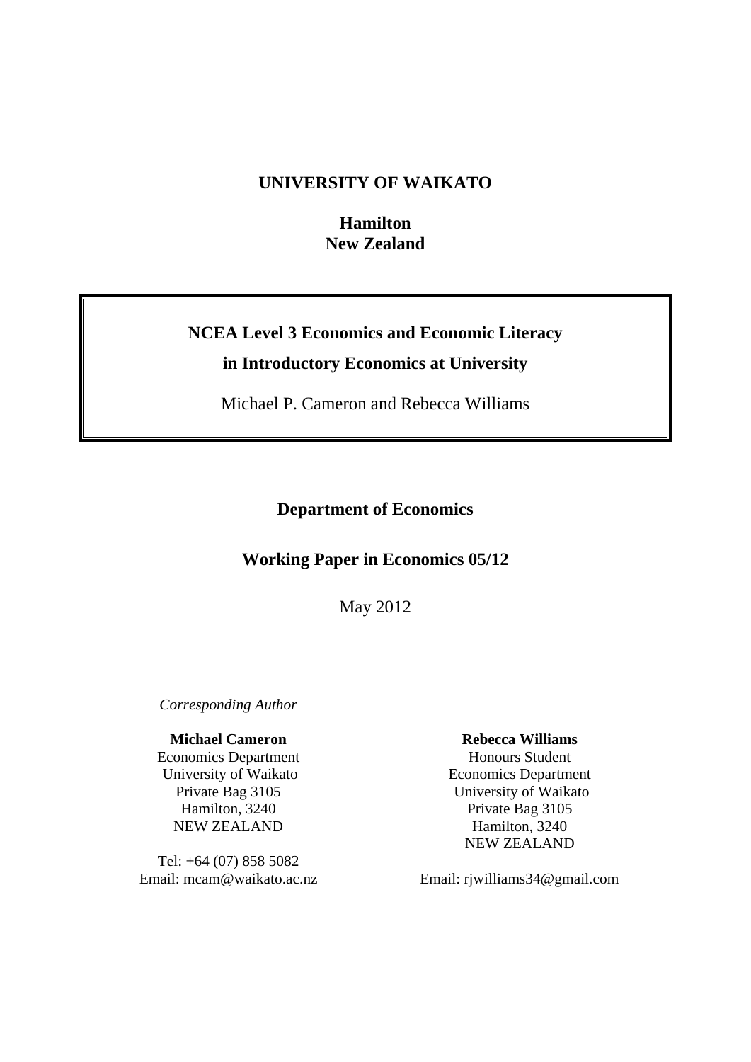**UNIVERSITY OF WAIKATO**

**Hamilton**
**New Zealand**

# NCEA Level 3 Economics and Economic Literacy in Introductory Economics at University

Michael P. Cameron and Rebecca Williams

**Department of Economics**

**Working Paper in Economics 05/12**

May 2012

*Corresponding Author*

**Michael Cameron**
Economics Department
University of Waikato
Private Bag 3105
Hamilton, 3240
NEW ZEALAND

Tel: +64 (07) 858 5082
Email: mcam@waikato.ac.nz

**Rebecca Williams**
Honours Student
Economics Department
University of Waikato
Private Bag 3105
Hamilton, 3240
NEW ZEALAND

Email: rjwilliams34@gmail.com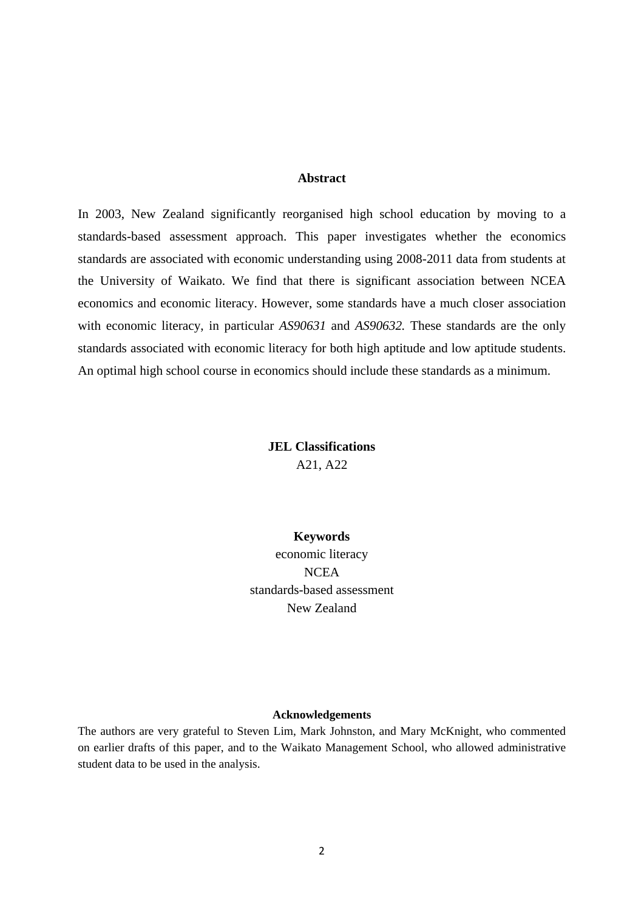## Abstract

In 2003, New Zealand significantly reorganised high school education by moving to a standards-based assessment approach. This paper investigates whether the economics standards are associated with economic understanding using 2008-2011 data from students at the University of Waikato. We find that there is significant association between NCEA economics and economic literacy. However, some standards have a much closer association with economic literacy, in particular *AS90631* and *AS90632*. These standards are the only standards associated with economic literacy for both high aptitude and low aptitude students. An optimal high school course in economics should include these standards as a minimum.

**JEL Classifications**

A21, A22

**Keywords**

economic literacy
NCEA
standards-based assessment
New Zealand

**Acknowledgements**

The authors are very grateful to Steven Lim, Mark Johnston, and Mary McKnight, who commented on earlier drafts of this paper, and to the Waikato Management School, who allowed administrative student data to be used in the analysis.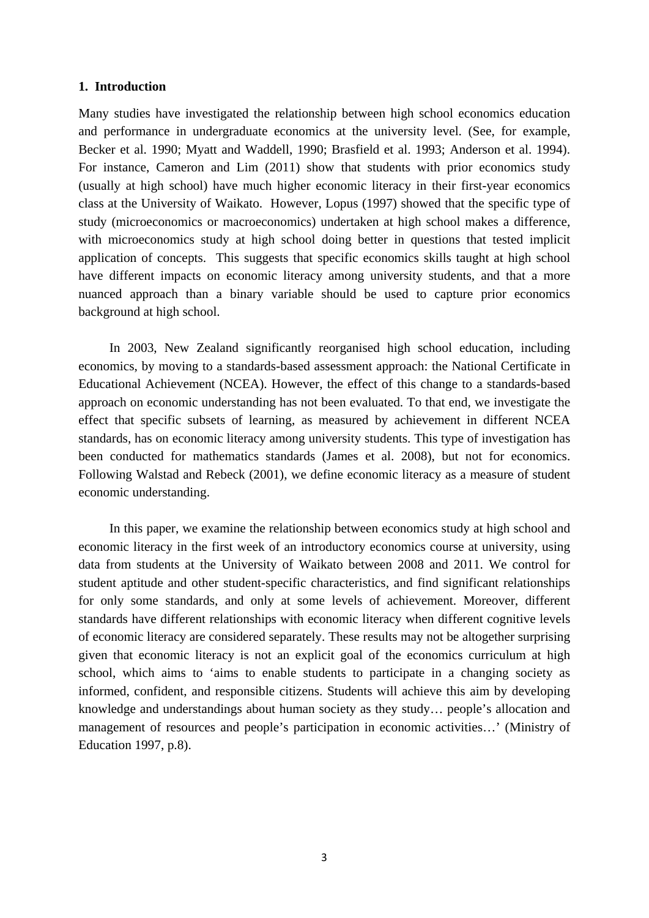## 1. Introduction

Many studies have investigated the relationship between high school economics education and performance in undergraduate economics at the university level. (See, for example, Becker et al. 1990; Myatt and Waddell, 1990; Brasfield et al. 1993; Anderson et al. 1994). For instance, Cameron and Lim (2011) show that students with prior economics study (usually at high school) have much higher economic literacy in their first-year economics class at the University of Waikato. However, Lopus (1997) showed that the specific type of study (microeconomics or macroeconomics) undertaken at high school makes a difference, with microeconomics study at high school doing better in questions that tested implicit application of concepts. This suggests that specific economics skills taught at high school have different impacts on economic literacy among university students, and that a more nuanced approach than a binary variable should be used to capture prior economics background at high school.

In 2003, New Zealand significantly reorganised high school education, including economics, by moving to a standards-based assessment approach: the National Certificate in Educational Achievement (NCEA). However, the effect of this change to a standards-based approach on economic understanding has not been evaluated. To that end, we investigate the effect that specific subsets of learning, as measured by achievement in different NCEA standards, has on economic literacy among university students. This type of investigation has been conducted for mathematics standards (James et al. 2008), but not for economics. Following Walstad and Rebeck (2001), we define economic literacy as a measure of student economic understanding.

In this paper, we examine the relationship between economics study at high school and economic literacy in the first week of an introductory economics course at university, using data from students at the University of Waikato between 2008 and 2011. We control for student aptitude and other student-specific characteristics, and find significant relationships for only some standards, and only at some levels of achievement. Moreover, different standards have different relationships with economic literacy when different cognitive levels of economic literacy are considered separately. These results may not be altogether surprising given that economic literacy is not an explicit goal of the economics curriculum at high school, which aims to 'aims to enable students to participate in a changing society as informed, confident, and responsible citizens. Students will achieve this aim by developing knowledge and understandings about human society as they study… people's allocation and management of resources and people's participation in economic activities…' (Ministry of Education 1997, p.8).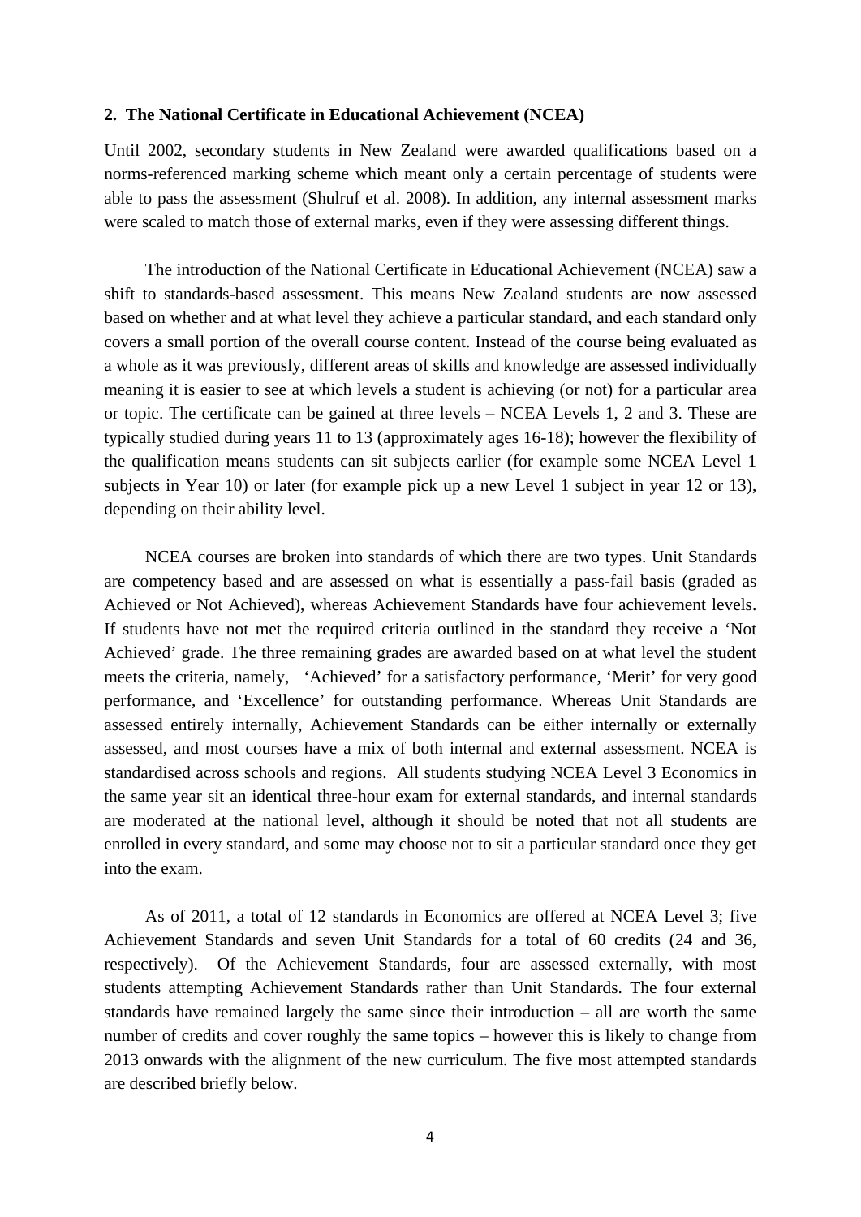## 2. The National Certificate in Educational Achievement (NCEA)

Until 2002, secondary students in New Zealand were awarded qualifications based on a norms-referenced marking scheme which meant only a certain percentage of students were able to pass the assessment (Shulruf et al. 2008). In addition, any internal assessment marks were scaled to match those of external marks, even if they were assessing different things.

The introduction of the National Certificate in Educational Achievement (NCEA) saw a shift to standards-based assessment. This means New Zealand students are now assessed based on whether and at what level they achieve a particular standard, and each standard only covers a small portion of the overall course content. Instead of the course being evaluated as a whole as it was previously, different areas of skills and knowledge are assessed individually meaning it is easier to see at which levels a student is achieving (or not) for a particular area or topic. The certificate can be gained at three levels – NCEA Levels 1, 2 and 3. These are typically studied during years 11 to 13 (approximately ages 16-18); however the flexibility of the qualification means students can sit subjects earlier (for example some NCEA Level 1 subjects in Year 10) or later (for example pick up a new Level 1 subject in year 12 or 13), depending on their ability level.

NCEA courses are broken into standards of which there are two types. Unit Standards are competency based and are assessed on what is essentially a pass-fail basis (graded as Achieved or Not Achieved), whereas Achievement Standards have four achievement levels. If students have not met the required criteria outlined in the standard they receive a 'Not Achieved' grade. The three remaining grades are awarded based on at what level the student meets the criteria, namely, 'Achieved' for a satisfactory performance, 'Merit' for very good performance, and 'Excellence' for outstanding performance. Whereas Unit Standards are assessed entirely internally, Achievement Standards can be either internally or externally assessed, and most courses have a mix of both internal and external assessment. NCEA is standardised across schools and regions. All students studying NCEA Level 3 Economics in the same year sit an identical three-hour exam for external standards, and internal standards are moderated at the national level, although it should be noted that not all students are enrolled in every standard, and some may choose not to sit a particular standard once they get into the exam.

As of 2011, a total of 12 standards in Economics are offered at NCEA Level 3; five Achievement Standards and seven Unit Standards for a total of 60 credits (24 and 36, respectively). Of the Achievement Standards, four are assessed externally, with most students attempting Achievement Standards rather than Unit Standards. The four external standards have remained largely the same since their introduction – all are worth the same number of credits and cover roughly the same topics – however this is likely to change from 2013 onwards with the alignment of the new curriculum. The five most attempted standards are described briefly below.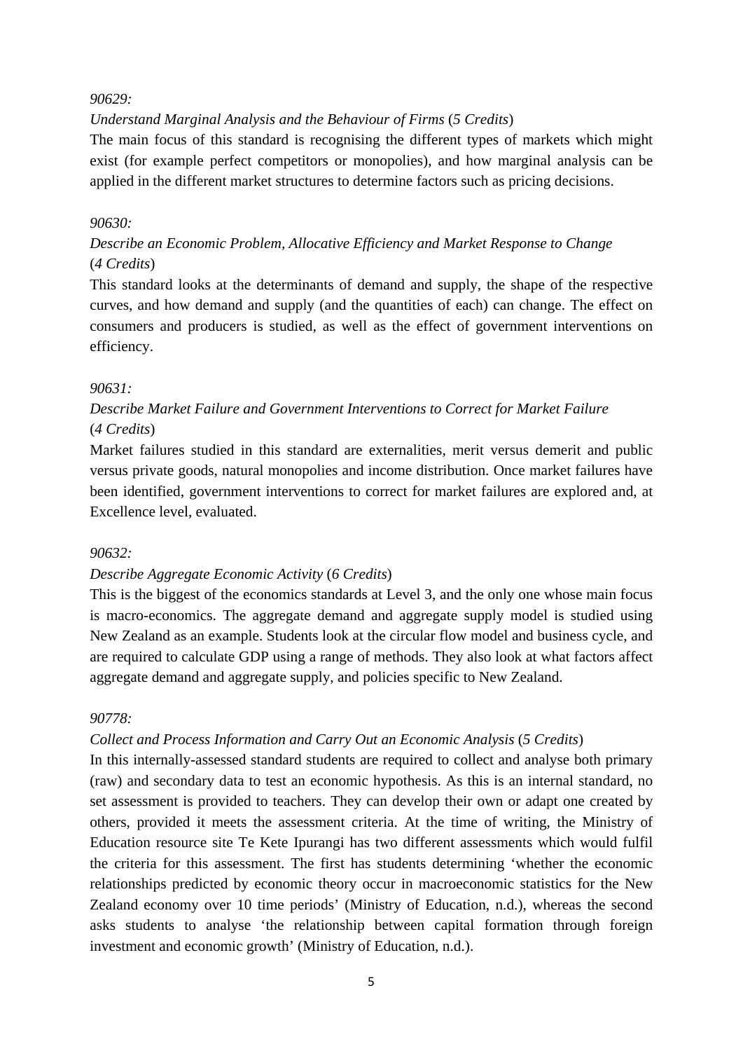*90629:*

*Understand Marginal Analysis and the Behaviour of Firms* (*5 Credits*)

The main focus of this standard is recognising the different types of markets which might exist (for example perfect competitors or monopolies), and how marginal analysis can be applied in the different market structures to determine factors such as pricing decisions.

*90630:*

*Describe an Economic Problem, Allocative Efficiency and Market Response to Change* (*4 Credits*)

This standard looks at the determinants of demand and supply, the shape of the respective curves, and how demand and supply (and the quantities of each) can change. The effect on consumers and producers is studied, as well as the effect of government interventions on efficiency.

*90631:*

*Describe Market Failure and Government Interventions to Correct for Market Failure* (*4 Credits*)

Market failures studied in this standard are externalities, merit versus demerit and public versus private goods, natural monopolies and income distribution. Once market failures have been identified, government interventions to correct for market failures are explored and, at Excellence level, evaluated.

*90632:*

*Describe Aggregate Economic Activity* (*6 Credits*)

This is the biggest of the economics standards at Level 3, and the only one whose main focus is macro-economics. The aggregate demand and aggregate supply model is studied using New Zealand as an example. Students look at the circular flow model and business cycle, and are required to calculate GDP using a range of methods. They also look at what factors affect aggregate demand and aggregate supply, and policies specific to New Zealand.

*90778:*

*Collect and Process Information and Carry Out an Economic Analysis* (*5 Credits*)

In this internally-assessed standard students are required to collect and analyse both primary (raw) and secondary data to test an economic hypothesis. As this is an internal standard, no set assessment is provided to teachers. They can develop their own or adapt one created by others, provided it meets the assessment criteria. At the time of writing, the Ministry of Education resource site Te Kete Ipurangi has two different assessments which would fulfil the criteria for this assessment. The first has students determining 'whether the economic relationships predicted by economic theory occur in macroeconomic statistics for the New Zealand economy over 10 time periods' (Ministry of Education, n.d.), whereas the second asks students to analyse 'the relationship between capital formation through foreign investment and economic growth' (Ministry of Education, n.d.).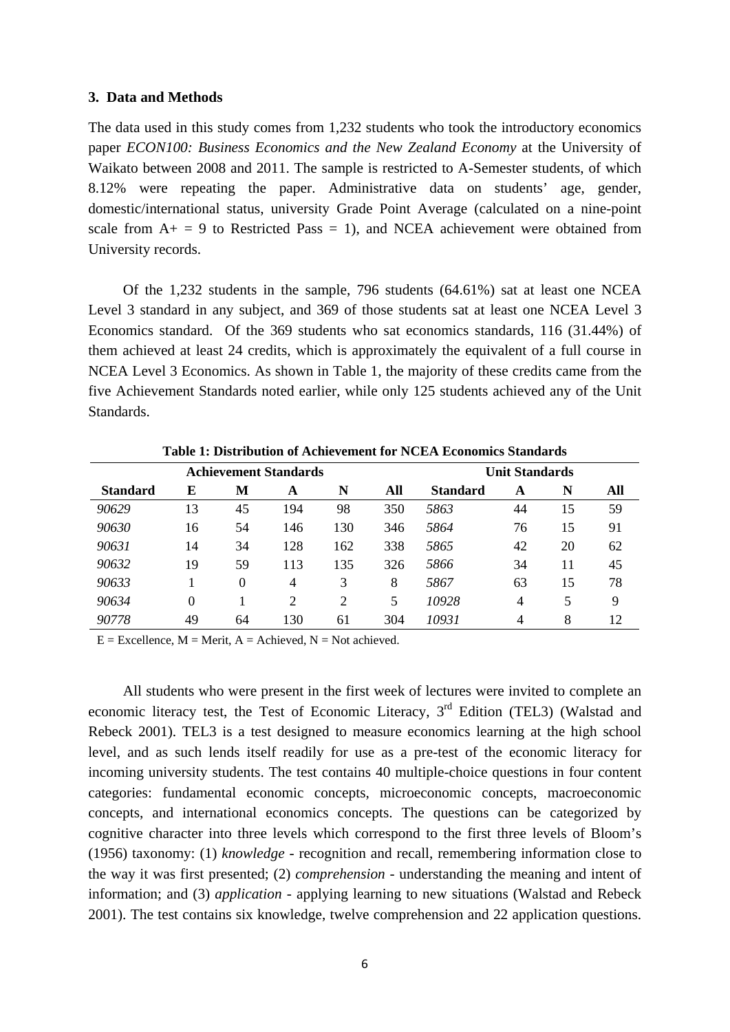### 3. Data and Methods

The data used in this study comes from 1,232 students who took the introductory economics paper *ECON100: Business Economics and the New Zealand Economy* at the University of Waikato between 2008 and 2011. The sample is restricted to A-Semester students, of which 8.12% were repeating the paper. Administrative data on students' age, gender, domestic/international status, university Grade Point Average (calculated on a nine-point scale from A+ = 9 to Restricted Pass = 1), and NCEA achievement were obtained from University records.

Of the 1,232 students in the sample, 796 students (64.61%) sat at least one NCEA Level 3 standard in any subject, and 369 of those students sat at least one NCEA Level 3 Economics standard. Of the 369 students who sat economics standards, 116 (31.44%) of them achieved at least 24 credits, which is approximately the equivalent of a full course in NCEA Level 3 Economics. As shown in Table 1, the majority of these credits came from the five Achievement Standards noted earlier, while only 125 students achieved any of the Unit Standards.

**Table 1: Distribution of Achievement for NCEA Economics Standards**

| Achievement Standards | | | | | | Unit Standards | | | |
|---|---|---|---|---|---|---|---|---|---|
| **Standard** | **E** | **M** | **A** | **N** | **All** | **Standard** | **A** | **N** | **All** |
| *90629* | 13 | 45 | 194 | 98 | 350 | *5863* | 44 | 15 | 59 |
| *90630* | 16 | 54 | 146 | 130 | 346 | *5864* | 76 | 15 | 91 |
| *90631* | 14 | 34 | 128 | 162 | 338 | *5865* | 42 | 20 | 62 |
| *90632* | 19 | 59 | 113 | 135 | 326 | *5866* | 34 | 11 | 45 |
| *90633* | 1 | 0 | 4 | 3 | 8 | *5867* | 63 | 15 | 78 |
| *90634* | 0 | 1 | 2 | 2 | 5 | *10928* | 4 | 5 | 9 |
| *90778* | 49 | 64 | 130 | 61 | 304 | *10931* | 4 | 8 | 12 |

E = Excellence, M = Merit, A = Achieved, N = Not achieved.

All students who were present in the first week of lectures were invited to complete an economic literacy test, the Test of Economic Literacy, 3rd Edition (TEL3) (Walstad and Rebeck 2001). TEL3 is a test designed to measure economics learning at the high school level, and as such lends itself readily for use as a pre-test of the economic literacy for incoming university students. The test contains 40 multiple-choice questions in four content categories: fundamental economic concepts, microeconomic concepts, macroeconomic concepts, and international economics concepts. The questions can be categorized by cognitive character into three levels which correspond to the first three levels of Bloom's (1956) taxonomy: (1) *knowledge* - recognition and recall, remembering information close to the way it was first presented; (2) *comprehension* - understanding the meaning and intent of information; and (3) *application* - applying learning to new situations (Walstad and Rebeck 2001). The test contains six knowledge, twelve comprehension and 22 application questions.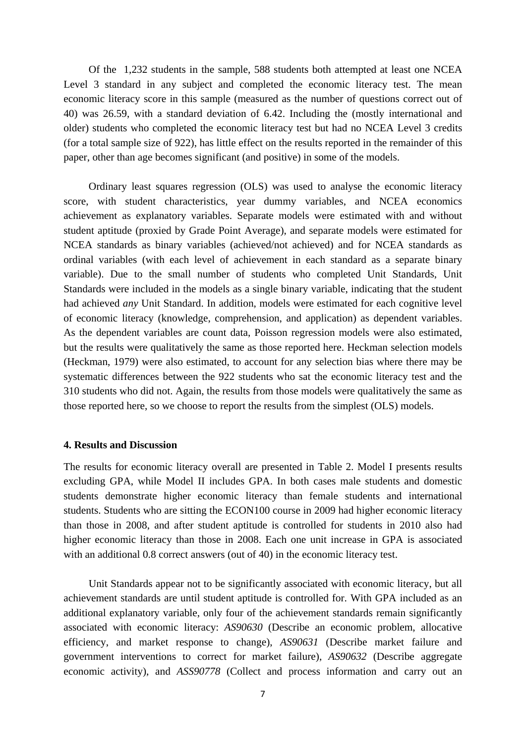Of the 1,232 students in the sample, 588 students both attempted at least one NCEA Level 3 standard in any subject and completed the economic literacy test. The mean economic literacy score in this sample (measured as the number of questions correct out of 40) was 26.59, with a standard deviation of 6.42. Including the (mostly international and older) students who completed the economic literacy test but had no NCEA Level 3 credits (for a total sample size of 922), has little effect on the results reported in the remainder of this paper, other than age becomes significant (and positive) in some of the models.

Ordinary least squares regression (OLS) was used to analyse the economic literacy score, with student characteristics, year dummy variables, and NCEA economics achievement as explanatory variables. Separate models were estimated with and without student aptitude (proxied by Grade Point Average), and separate models were estimated for NCEA standards as binary variables (achieved/not achieved) and for NCEA standards as ordinal variables (with each level of achievement in each standard as a separate binary variable). Due to the small number of students who completed Unit Standards, Unit Standards were included in the models as a single binary variable, indicating that the student had achieved *any* Unit Standard. In addition, models were estimated for each cognitive level of economic literacy (knowledge, comprehension, and application) as dependent variables. As the dependent variables are count data, Poisson regression models were also estimated, but the results were qualitatively the same as those reported here. Heckman selection models (Heckman, 1979) were also estimated, to account for any selection bias where there may be systematic differences between the 922 students who sat the economic literacy test and the 310 students who did not. Again, the results from those models were qualitatively the same as those reported here, so we choose to report the results from the simplest (OLS) models.

## 4. Results and Discussion

The results for economic literacy overall are presented in Table 2. Model I presents results excluding GPA, while Model II includes GPA. In both cases male students and domestic students demonstrate higher economic literacy than female students and international students. Students who are sitting the ECON100 course in 2009 had higher economic literacy than those in 2008, and after student aptitude is controlled for students in 2010 also had higher economic literacy than those in 2008. Each one unit increase in GPA is associated with an additional 0.8 correct answers (out of 40) in the economic literacy test.

Unit Standards appear not to be significantly associated with economic literacy, but all achievement standards are until student aptitude is controlled for. With GPA included as an additional explanatory variable, only four of the achievement standards remain significantly associated with economic literacy: *AS90630* (Describe an economic problem, allocative efficiency, and market response to change), *AS90631* (Describe market failure and government interventions to correct for market failure), *AS90632* (Describe aggregate economic activity), and *ASS90778* (Collect and process information and carry out an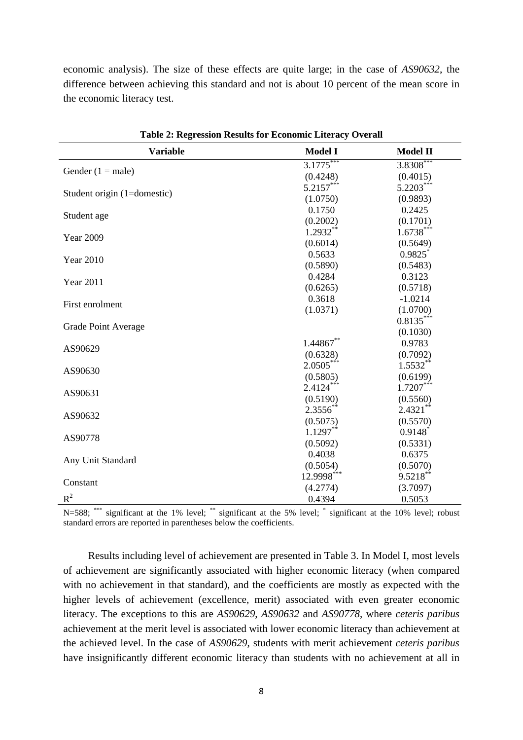economic analysis). The size of these effects are quite large; in the case of *AS90632*, the difference between achieving this standard and not is about 10 percent of the mean score in the economic literacy test.

**Table 2: Regression Results for Economic Literacy Overall**

| Variable | Model I | Model II |
|---|---|---|
| Gender (1 = male) | 3.1775*** | 3.8308*** |
| | (0.4248) | (0.4015) |
| Student origin (1=domestic) | 5.2157*** | 5.2203*** |
| | (1.0750) | (0.9893) |
| Student age | 0.1750 | 0.2425 |
| | (0.2002) | (0.1701) |
| Year 2009 | 1.2932** | 1.6738*** |
| | (0.6014) | (0.5649) |
| Year 2010 | 0.5633 | 0.9825* |
| | (0.5890) | (0.5483) |
| Year 2011 | 0.4284 | 0.3123 |
| | (0.6265) | (0.5718) |
| First enrolment | 0.3618 | -1.0214 |
| | (1.0371) | (1.0700) |
| Grade Point Average | | 0.8135*** |
| | | (0.1030) |
| AS90629 | 1.44867** | 0.9783 |
| | (0.6328) | (0.7092) |
| AS90630 | 2.0505*** | 1.5532** |
| | (0.5805) | (0.6199) |
| AS90631 | 2.4124*** | 1.7207*** |
| | (0.5190) | (0.5560) |
| AS90632 | 2.3556** | 2.4321** |
| | (0.5075) | (0.5570) |
| AS90778 | 1.1297** | 0.9148* |
| | (0.5092) | (0.5331) |
| Any Unit Standard | 0.4038 | 0.6375 |
| | (0.5054) | (0.5070) |
| Constant | 12.9998*** | 9.5218** |
| | (4.2774) | (3.7097) |
| $R^2$ | 0.4394 | 0.5053 |

N=588; *** significant at the 1% level; ** significant at the 5% level; * significant at the 10% level; robust standard errors are reported in parentheses below the coefficients.

Results including level of achievement are presented in Table 3. In Model I, most levels of achievement are significantly associated with higher economic literacy (when compared with no achievement in that standard), and the coefficients are mostly as expected with the higher levels of achievement (excellence, merit) associated with even greater economic literacy. The exceptions to this are *AS90629*, *AS90632* and *AS90778*, where *ceteris paribus* achievement at the merit level is associated with lower economic literacy than achievement at the achieved level. In the case of *AS90629*, students with merit achievement *ceteris paribus* have insignificantly different economic literacy than students with no achievement at all in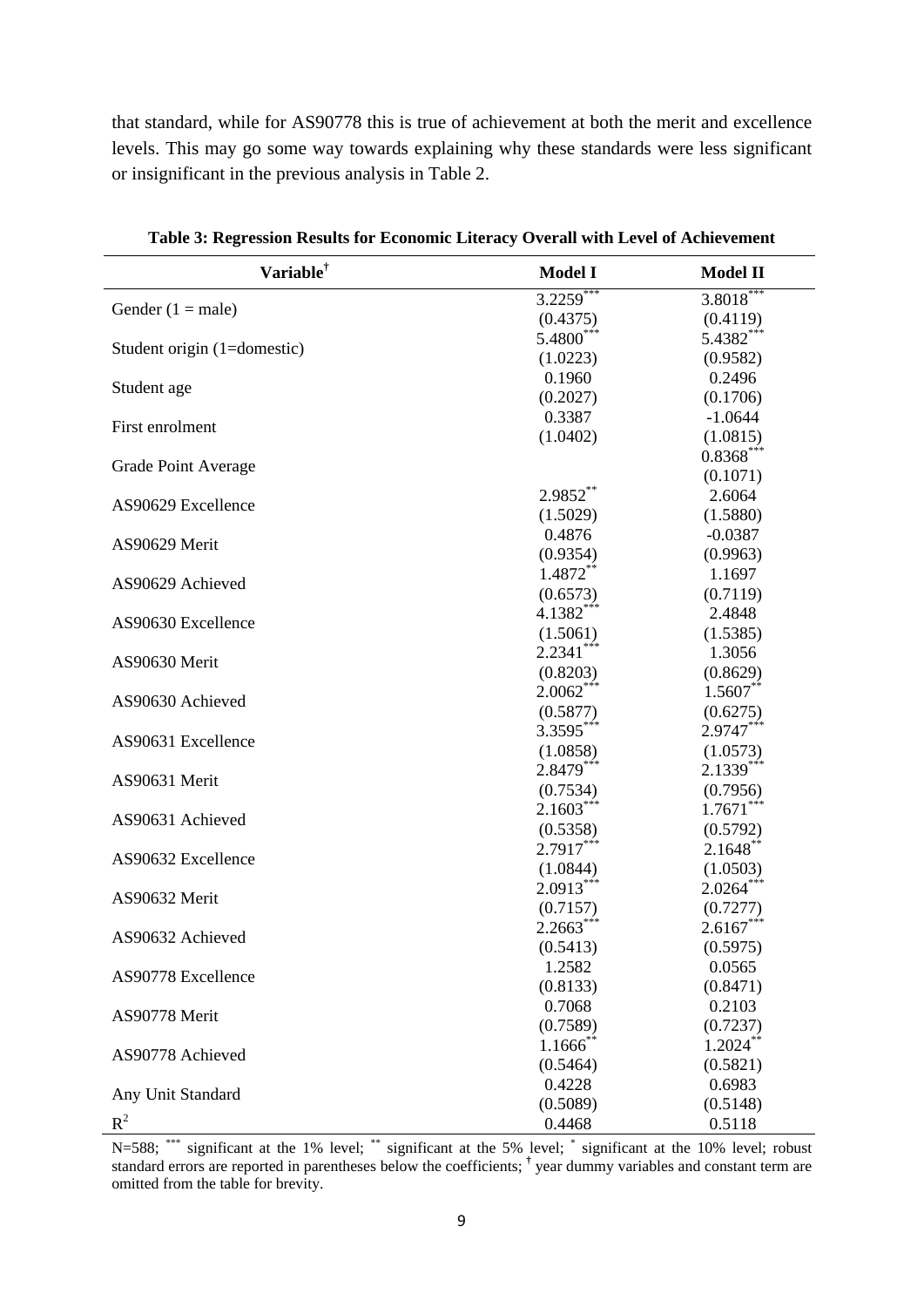that standard, while for AS90778 this is true of achievement at both the merit and excellence levels. This may go some way towards explaining why these standards were less significant or insignificant in the previous analysis in Table 2.

**Table 3: Regression Results for Economic Literacy Overall with Level of Achievement**

| Variable[†] | Model I | Model II |
|---|---|---|
| Gender (1 = male) | 3.2259*** <br> (0.4375) | 3.8018*** <br> (0.4119) |
| Student origin (1=domestic) | 5.4800*** <br> (1.0223) | 5.4382*** <br> (0.9582) |
| Student age | 0.1960 <br> (0.2027) | 0.2496 <br> (0.1706) |
| First enrolment | 0.3387 <br> (1.0402) | -1.0644 <br> (1.0815) |
| Grade Point Average | | 0.8368*** <br> (0.1071) |
| AS90629 Excellence | 2.9852** <br> (1.5029) | 2.6064 <br> (1.5880) |
| AS90629 Merit | 0.4876 <br> (0.9354) | -0.0387 <br> (0.9963) |
| AS90629 Achieved | 1.4872** <br> (0.6573) | 1.1697 <br> (0.7119) |
| AS90630 Excellence | 4.1382*** <br> (1.5061) | 2.4848 <br> (1.5385) |
| AS90630 Merit | 2.2341*** <br> (0.8203) | 1.3056 <br> (0.8629) |
| AS90630 Achieved | 2.0062*** <br> (0.5877) | 1.5607** <br> (0.6275) |
| AS90631 Excellence | 3.3595*** <br> (1.0858) | 2.9747*** <br> (1.0573) |
| AS90631 Merit | 2.8479*** <br> (0.7534) | 2.1339*** <br> (0.7956) |
| AS90631 Achieved | 2.1603*** <br> (0.5358) | 1.7671*** <br> (0.5792) |
| AS90632 Excellence | 2.7917*** <br> (1.0844) | 2.1648** <br> (1.0503) |
| AS90632 Merit | 2.0913*** <br> (0.7157) | 2.0264*** <br> (0.7277) |
| AS90632 Achieved | 2.2663*** <br> (0.5413) | 2.6167*** <br> (0.5975) |
| AS90778 Excellence | 1.2582 <br> (0.8133) | 0.0565 <br> (0.8471) |
| AS90778 Merit | 0.7068 <br> (0.7589) | 0.2103 <br> (0.7237) |
| AS90778 Achieved | 1.1666** <br> (0.5464) | 1.2024** <br> (0.5821) |
| Any Unit Standard | 0.4228 <br> (0.5089) | 0.6983 <br> (0.5148) |
| $R^2$ | 0.4468 | 0.5118 |

N=588; *** significant at the 1% level; ** significant at the 5% level; * significant at the 10% level; robust standard errors are reported in parentheses below the coefficients; † year dummy variables and constant term are omitted from the table for brevity.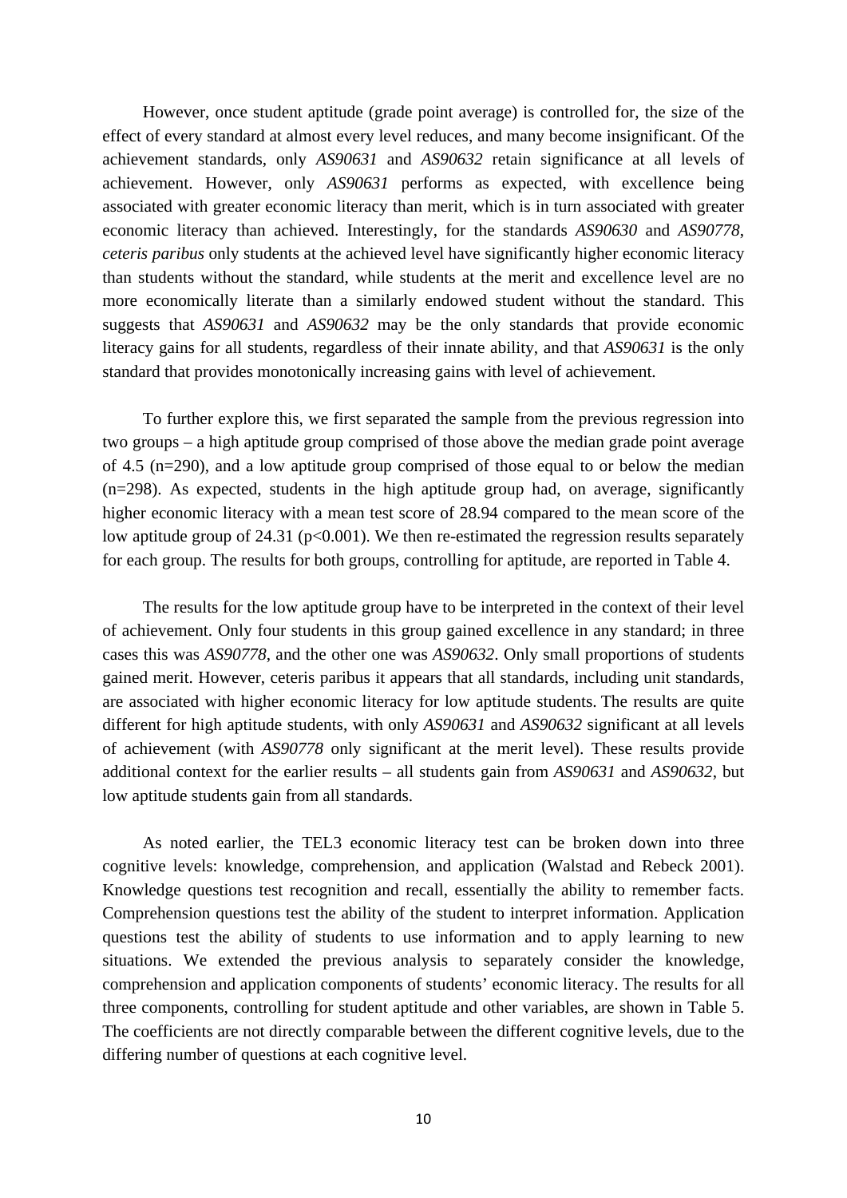However, once student aptitude (grade point average) is controlled for, the size of the effect of every standard at almost every level reduces, and many become insignificant. Of the achievement standards, only *AS90631* and *AS90632* retain significance at all levels of achievement. However, only *AS90631* performs as expected, with excellence being associated with greater economic literacy than merit, which is in turn associated with greater economic literacy than achieved. Interestingly, for the standards *AS90630* and *AS90778*, *ceteris paribus* only students at the achieved level have significantly higher economic literacy than students without the standard, while students at the merit and excellence level are no more economically literate than a similarly endowed student without the standard. This suggests that *AS90631* and *AS90632* may be the only standards that provide economic literacy gains for all students, regardless of their innate ability, and that *AS90631* is the only standard that provides monotonically increasing gains with level of achievement.

To further explore this, we first separated the sample from the previous regression into two groups – a high aptitude group comprised of those above the median grade point average of 4.5 (n=290), and a low aptitude group comprised of those equal to or below the median (n=298). As expected, students in the high aptitude group had, on average, significantly higher economic literacy with a mean test score of 28.94 compared to the mean score of the low aptitude group of 24.31 ($p<0.001$). We then re-estimated the regression results separately for each group. The results for both groups, controlling for aptitude, are reported in Table 4.

The results for the low aptitude group have to be interpreted in the context of their level of achievement. Only four students in this group gained excellence in any standard; in three cases this was *AS90778*, and the other one was *AS90632*. Only small proportions of students gained merit. However, ceteris paribus it appears that all standards, including unit standards, are associated with higher economic literacy for low aptitude students. The results are quite different for high aptitude students, with only *AS90631* and *AS90632* significant at all levels of achievement (with *AS90778* only significant at the merit level). These results provide additional context for the earlier results – all students gain from *AS90631* and *AS90632*, but low aptitude students gain from all standards.

As noted earlier, the TEL3 economic literacy test can be broken down into three cognitive levels: knowledge, comprehension, and application (Walstad and Rebeck 2001). Knowledge questions test recognition and recall, essentially the ability to remember facts. Comprehension questions test the ability of the student to interpret information. Application questions test the ability of students to use information and to apply learning to new situations. We extended the previous analysis to separately consider the knowledge, comprehension and application components of students' economic literacy. The results for all three components, controlling for student aptitude and other variables, are shown in Table 5. The coefficients are not directly comparable between the different cognitive levels, due to the differing number of questions at each cognitive level.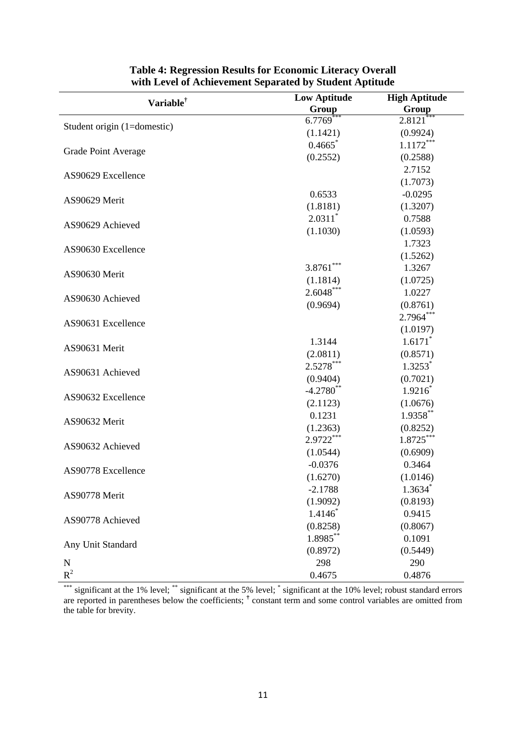**Table 4: Regression Results for Economic Literacy Overall with Level of Achievement Separated by Student Aptitude**

| Variable† | Low Aptitude Group | High Aptitude Group |
|---|---|---|
| Student origin (1=domestic) | 6.7769*** | 2.8121*** |
| | (1.1421) | (0.9924) |
| Grade Point Average | 0.4665* | 1.1172*** |
| | (0.2552) | (0.2588) |
| AS90629 Excellence | | 2.7152 |
| | | (1.7073) |
| AS90629 Merit | 0.6533 | -0.0295 |
| | (1.8181) | (1.3207) |
| AS90629 Achieved | 2.0311* | 0.7588 |
| | (1.1030) | (1.0593) |
| AS90630 Excellence | | 1.7323 |
| | | (1.5262) |
| AS90630 Merit | 3.8761*** | 1.3267 |
| | (1.1814) | (1.0725) |
| AS90630 Achieved | 2.6048*** | 1.0227 |
| | (0.9694) | (0.8761) |
| AS90631 Excellence | | 2.7964*** |
| | | (1.0197) |
| AS90631 Merit | 1.3144 | 1.6171* |
| | (2.0811) | (0.8571) |
| AS90631 Achieved | 2.5278*** | 1.3253* |
| | (0.9404) | (0.7021) |
| AS90632 Excellence | -4.2780** | 1.9216* |
| | (2.1123) | (1.0676) |
| AS90632 Merit | 0.1231 | 1.9358** |
| | (1.2363) | (0.8252) |
| AS90632 Achieved | 2.9722*** | 1.8725*** |
| | (1.0544) | (0.6909) |
| AS90778 Excellence | -0.0376 | 0.3464 |
| | (1.6270) | (1.0146) |
| AS90778 Merit | -2.1788 | 1.3634* |
| | (1.9092) | (0.8193) |
| AS90778 Achieved | 1.4146* | 0.9415 |
| | (0.8258) | (0.8067) |
| Any Unit Standard | 1.8985** | 0.1091 |
| | (0.8972) | (0.5449) |
| N | 298 | 290 |
| $R^2$ | 0.4675 | 0.4876 |

*** significant at the 1% level; ** significant at the 5% level; * significant at the 10% level; robust standard errors are reported in parentheses below the coefficients; † constant term and some control variables are omitted from the table for brevity.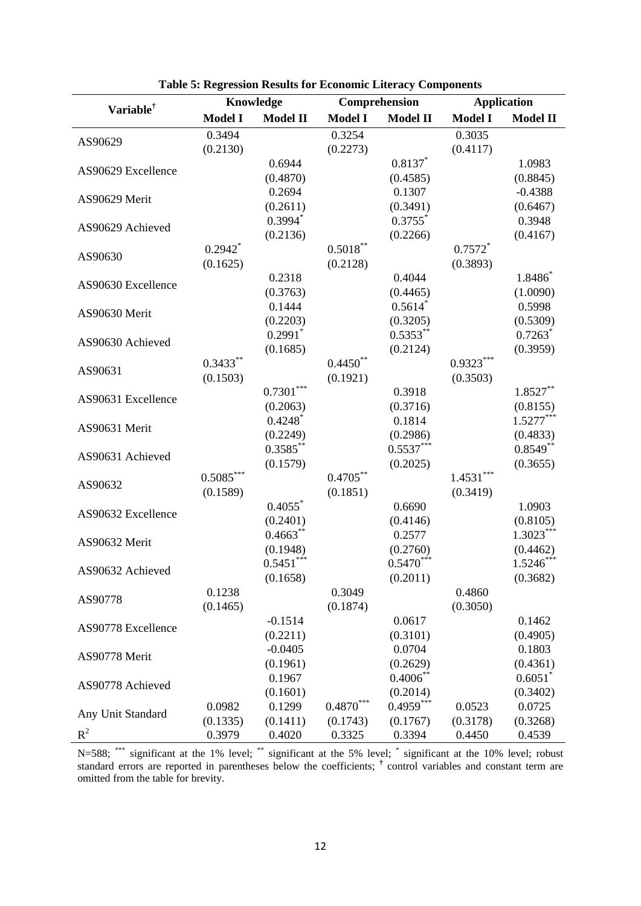**Table 5: Regression Results for Economic Literacy Components**

| Variable[†] | Knowledge | | Comprehension | | Application | |
|---|---|---|---|---|---|---|
| | **Model I** | **Model II** | **Model I** | **Model II** | **Model I** | **Model II** |
| AS90629 | 0.3494 | | 0.3254 | | 0.3035 | |
| | (0.2130) | | (0.2273) | | (0.4117) | |
| AS90629 Excellence | | 0.6944 | | 0.8137* | | 1.0983 |
| | | (0.4870) | | (0.4585) | | (0.8845) |
| AS90629 Merit | | 0.2694 | | 0.1307 | | -0.4388 |
| | | (0.2611) | | (0.3491) | | (0.6467) |
| AS90629 Achieved | | 0.3994* | | 0.3755* | | 0.3948 |
| | | (0.2136) | | (0.2266) | | (0.4167) |
| AS90630 | 0.2942* | | 0.5018** | | 0.7572* | |
| | (0.1625) | | (0.2128) | | (0.3893) | |
| AS90630 Excellence | | 0.2318 | | 0.4044 | | 1.8486* |
| | | (0.3763) | | (0.4465) | | (1.0090) |
| AS90630 Merit | | 0.1444 | | 0.5614* | | 0.5998 |
| | | (0.2203) | | (0.3205) | | (0.5309) |
| AS90630 Achieved | | 0.2991* | | 0.5353** | | 0.7263* |
| | | (0.1685) | | (0.2124) | | (0.3959) |
| AS90631 | 0.3433** | | 0.4450** | | 0.9323*** | |
| | (0.1503) | | (0.1921) | | (0.3503) | |
| AS90631 Excellence | | 0.7301*** | | 0.3918 | | 1.8527** |
| | | (0.2063) | | (0.3716) | | (0.8155) |
| AS90631 Merit | | 0.4248* | | 0.1814 | | 1.5277*** |
| | | (0.2249) | | (0.2986) | | (0.4833) |
| AS90631 Achieved | | 0.3585** | | 0.5537*** | | 0.8549** |
| | | (0.1579) | | (0.2025) | | (0.3655) |
| AS90632 | 0.5085*** | | 0.4705** | | 1.4531*** | |
| | (0.1589) | | (0.1851) | | (0.3419) | |
| AS90632 Excellence | | 0.4055* | | 0.6690 | | 1.0903 |
| | | (0.2401) | | (0.4146) | | (0.8105) |
| AS90632 Merit | | 0.4663** | | 0.2577 | | 1.3023*** |
| | | (0.1948) | | (0.2760) | | (0.4462) |
| AS90632 Achieved | | 0.5451*** | | 0.5470*** | | 1.5246*** |
| | | (0.1658) | | (0.2011) | | (0.3682) |
| AS90778 | 0.1238 | | 0.3049 | | 0.4860 | |
| | (0.1465) | | (0.1874) | | (0.3050) | |
| AS90778 Excellence | | -0.1514 | | 0.0617 | | 0.1462 |
| | | (0.2211) | | (0.3101) | | (0.4905) |
| AS90778 Merit | | -0.0405 | | 0.0704 | | 0.1803 |
| | | (0.1961) | | (0.2629) | | (0.4361) |
| AS90778 Achieved | | 0.1967 | | 0.4006** | | 0.6051* |
| | | (0.1601) | | (0.2014) | | (0.3402) |
| Any Unit Standard | 0.0982 | 0.1299 | 0.4870*** | 0.4959*** | 0.0523 | 0.0725 |
| | (0.1335) | (0.1411) | (0.1743) | (0.1767) | (0.3178) | (0.3268) |
| $R^2$ | 0.3979 | 0.4020 | 0.3325 | 0.3394 | 0.4450 | 0.4539 |

N=588; *** significant at the 1% level; ** significant at the 5% level; * significant at the 10% level; robust standard errors are reported in parentheses below the coefficients; [†] control variables and constant term are omitted from the table for brevity.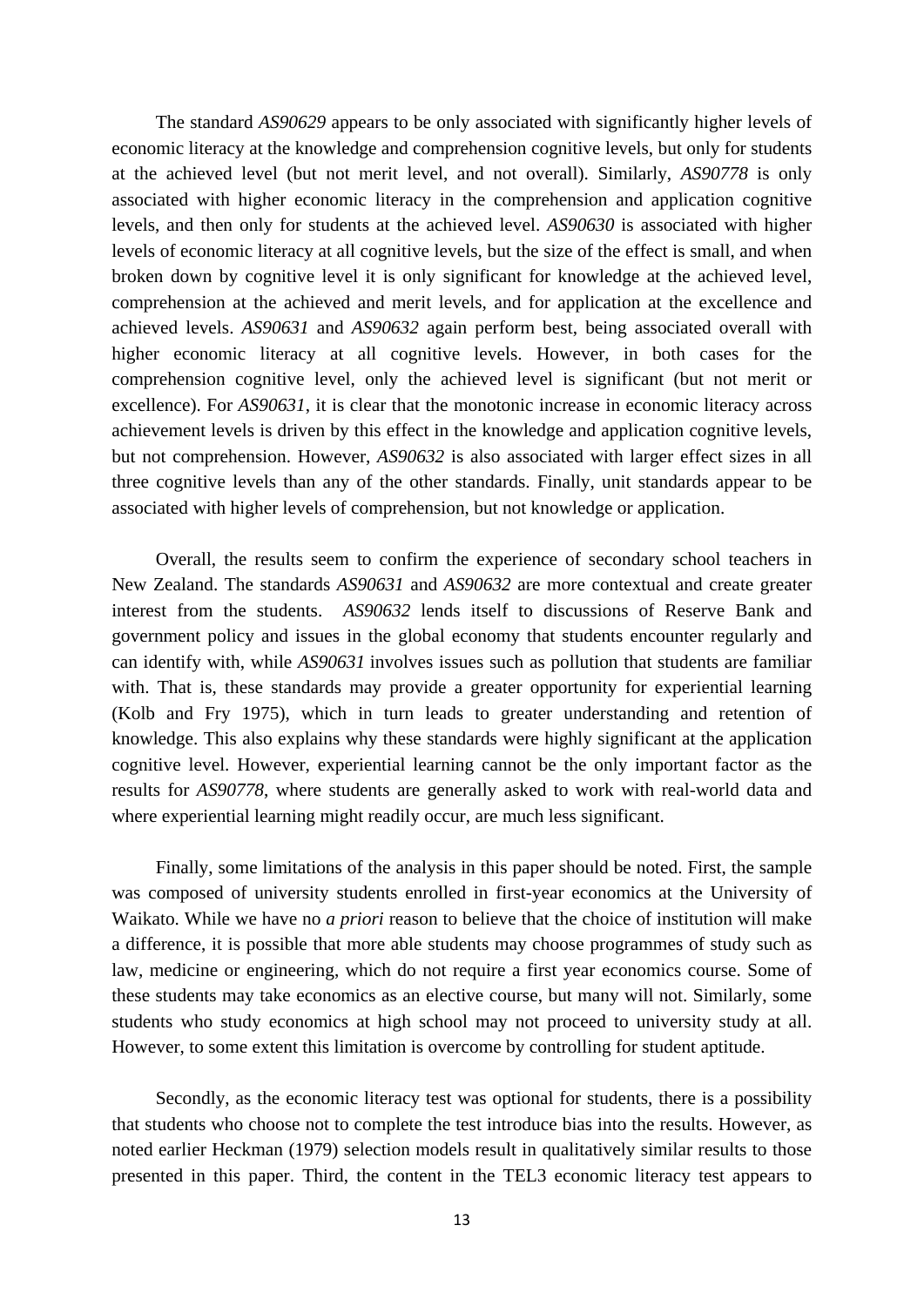The standard *AS90629* appears to be only associated with significantly higher levels of economic literacy at the knowledge and comprehension cognitive levels, but only for students at the achieved level (but not merit level, and not overall). Similarly, *AS90778* is only associated with higher economic literacy in the comprehension and application cognitive levels, and then only for students at the achieved level. *AS90630* is associated with higher levels of economic literacy at all cognitive levels, but the size of the effect is small, and when broken down by cognitive level it is only significant for knowledge at the achieved level, comprehension at the achieved and merit levels, and for application at the excellence and achieved levels. *AS90631* and *AS90632* again perform best, being associated overall with higher economic literacy at all cognitive levels. However, in both cases for the comprehension cognitive level, only the achieved level is significant (but not merit or excellence). For *AS90631*, it is clear that the monotonic increase in economic literacy across achievement levels is driven by this effect in the knowledge and application cognitive levels, but not comprehension. However, *AS90632* is also associated with larger effect sizes in all three cognitive levels than any of the other standards. Finally, unit standards appear to be associated with higher levels of comprehension, but not knowledge or application.

Overall, the results seem to confirm the experience of secondary school teachers in New Zealand. The standards *AS90631* and *AS90632* are more contextual and create greater interest from the students. *AS90632* lends itself to discussions of Reserve Bank and government policy and issues in the global economy that students encounter regularly and can identify with, while *AS90631* involves issues such as pollution that students are familiar with. That is, these standards may provide a greater opportunity for experiential learning (Kolb and Fry 1975), which in turn leads to greater understanding and retention of knowledge. This also explains why these standards were highly significant at the application cognitive level. However, experiential learning cannot be the only important factor as the results for *AS90778*, where students are generally asked to work with real-world data and where experiential learning might readily occur, are much less significant.

Finally, some limitations of the analysis in this paper should be noted. First, the sample was composed of university students enrolled in first-year economics at the University of Waikato. While we have no *a priori* reason to believe that the choice of institution will make a difference, it is possible that more able students may choose programmes of study such as law, medicine or engineering, which do not require a first year economics course. Some of these students may take economics as an elective course, but many will not. Similarly, some students who study economics at high school may not proceed to university study at all. However, to some extent this limitation is overcome by controlling for student aptitude.

Secondly, as the economic literacy test was optional for students, there is a possibility that students who choose not to complete the test introduce bias into the results. However, as noted earlier Heckman (1979) selection models result in qualitatively similar results to those presented in this paper. Third, the content in the TEL3 economic literacy test appears to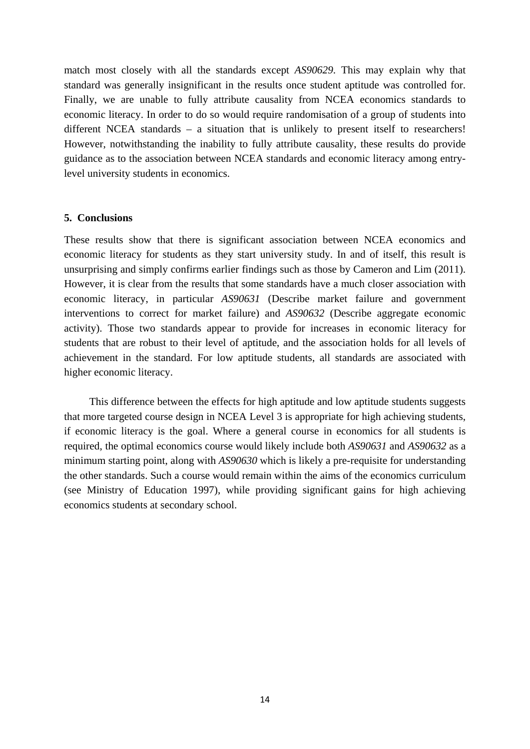match most closely with all the standards except *AS90629*. This may explain why that standard was generally insignificant in the results once student aptitude was controlled for. Finally, we are unable to fully attribute causality from NCEA economics standards to economic literacy. In order to do so would require randomisation of a group of students into different NCEA standards – a situation that is unlikely to present itself to researchers! However, notwithstanding the inability to fully attribute causality, these results do provide guidance as to the association between NCEA standards and economic literacy among entry-level university students in economics.

## 5. Conclusions

These results show that there is significant association between NCEA economics and economic literacy for students as they start university study. In and of itself, this result is unsurprising and simply confirms earlier findings such as those by Cameron and Lim (2011). However, it is clear from the results that some standards have a much closer association with economic literacy, in particular *AS90631* (Describe market failure and government interventions to correct for market failure) and *AS90632* (Describe aggregate economic activity). Those two standards appear to provide for increases in economic literacy for students that are robust to their level of aptitude, and the association holds for all levels of achievement in the standard. For low aptitude students, all standards are associated with higher economic literacy.

This difference between the effects for high aptitude and low aptitude students suggests that more targeted course design in NCEA Level 3 is appropriate for high achieving students, if economic literacy is the goal. Where a general course in economics for all students is required, the optimal economics course would likely include both *AS90631* and *AS90632* as a minimum starting point, along with *AS90630* which is likely a pre-requisite for understanding the other standards. Such a course would remain within the aims of the economics curriculum (see Ministry of Education 1997), while providing significant gains for high achieving economics students at secondary school.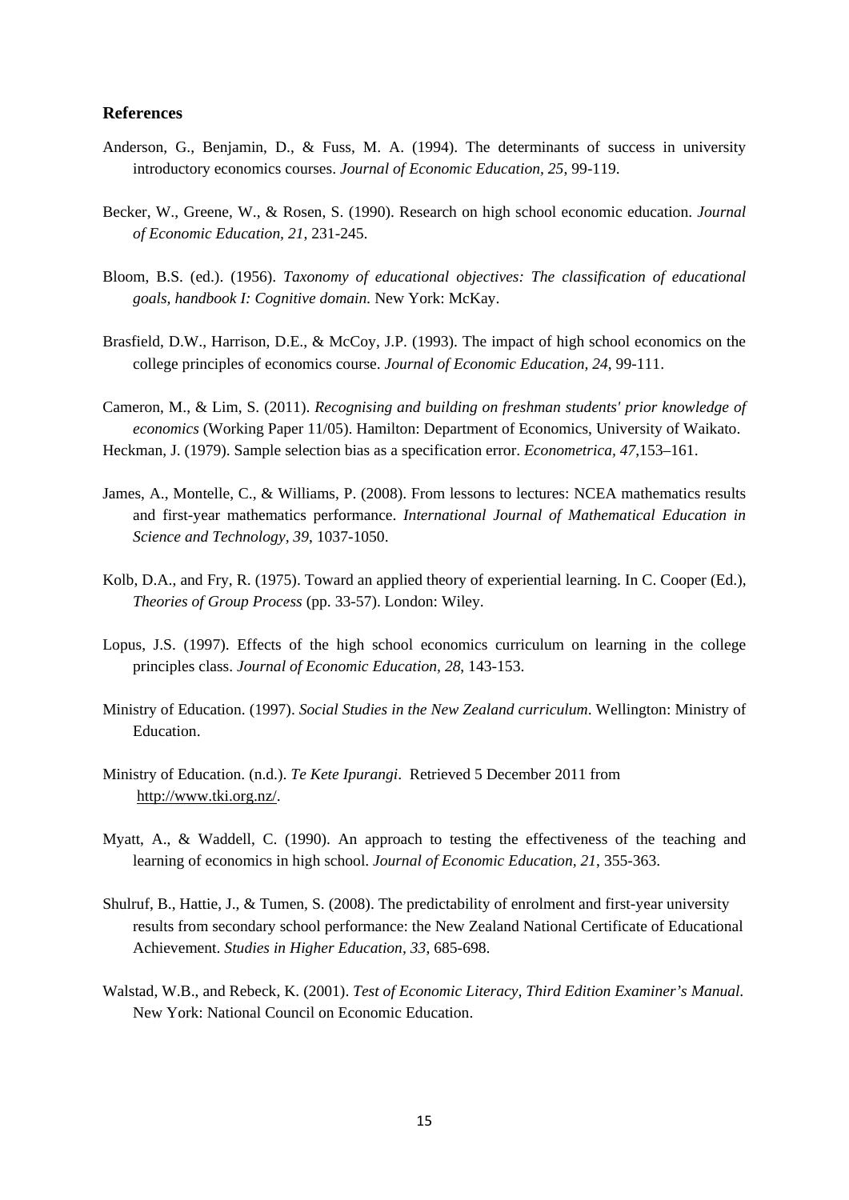## References

Anderson, G., Benjamin, D., & Fuss, M. A. (1994). The determinants of success in university introductory economics courses. *Journal of Economic Education, 25*, 99-119.

Becker, W., Greene, W., & Rosen, S. (1990). Research on high school economic education. *Journal of Economic Education, 21*, 231-245.

Bloom, B.S. (ed.). (1956). *Taxonomy of educational objectives: The classification of educational goals, handbook I: Cognitive domain.* New York: McKay.

Brasfield, D.W., Harrison, D.E., & McCoy, J.P. (1993). The impact of high school economics on the college principles of economics course. *Journal of Economic Education, 24*, 99-111.

Cameron, M., & Lim, S. (2011). *Recognising and building on freshman students' prior knowledge of economics* (Working Paper 11/05). Hamilton: Department of Economics, University of Waikato.

Heckman, J. (1979). Sample selection bias as a specification error. *Econometrica, 47*,153–161.

James, A., Montelle, C., & Williams, P. (2008). From lessons to lectures: NCEA mathematics results and first-year mathematics performance. *International Journal of Mathematical Education in Science and Technology, 39*, 1037-1050.

Kolb, D.A., and Fry, R. (1975). Toward an applied theory of experiential learning. In C. Cooper (Ed.), *Theories of Group Process* (pp. 33-57). London: Wiley.

Lopus, J.S. (1997). Effects of the high school economics curriculum on learning in the college principles class. *Journal of Economic Education, 28*, 143-153.

Ministry of Education. (1997). *Social Studies in the New Zealand curriculum*. Wellington: Ministry of Education.

Ministry of Education. (n.d.). *Te Kete Ipurangi*. Retrieved 5 December 2011 from http://www.tki.org.nz/.

Myatt, A., & Waddell, C. (1990). An approach to testing the effectiveness of the teaching and learning of economics in high school. *Journal of Economic Education, 21*, 355-363.

Shulruf, B., Hattie, J., & Tumen, S. (2008). The predictability of enrolment and first-year university results from secondary school performance: the New Zealand National Certificate of Educational Achievement. *Studies in Higher Education, 33*, 685-698.

Walstad, W.B., and Rebeck, K. (2001). *Test of Economic Literacy, Third Edition Examiner's Manual*. New York: National Council on Economic Education.